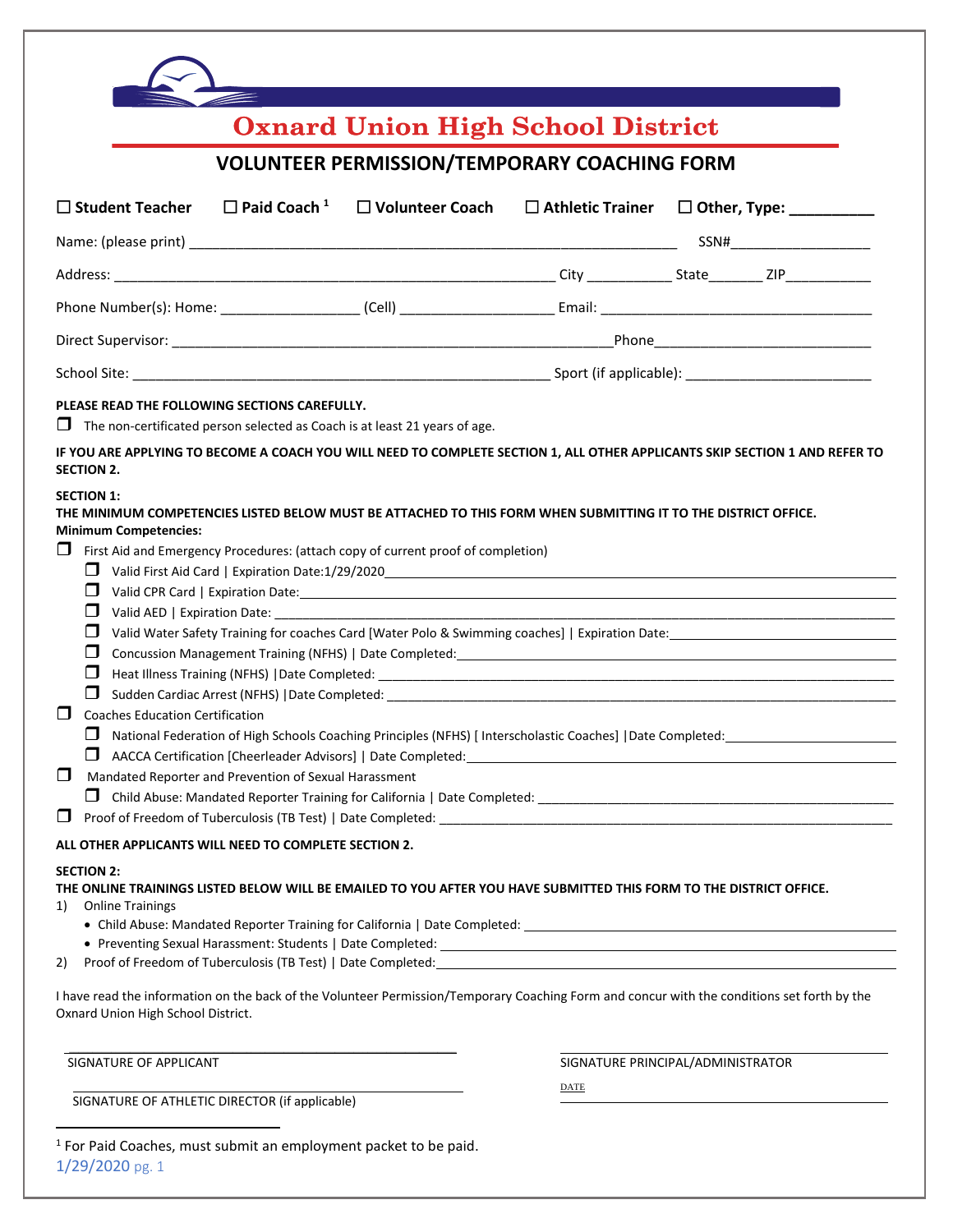# Oxnard Union High School District

## VOLUNTEER PERMISSION/TEMPORARY COACHING FORM

☐ **Student Teacher** ☐ **Paid Coach** [1] ☐ **Volunteer Coach** ☐ **Athletic Trainer** ☐ **Other, Type: __________**

Name: (please print) ____________________________________________________________ SSN#__________________

Address: _______________________________________________________ City __________ State_______ ZIP___________

Phone Number(s): Home: _________________ (Cell) ___________________ Email: ___________________________________

Direct Supervisor: ______________________________________________________Phone___________________________

School Site: ____________________________________________________ Sport (if applicable): _______________________

**PLEASE READ THE FOLLOWING SECTIONS CAREFULLY.**

❒ The non-certificated person selected as Coach is at least 21 years of age.

**IF YOU ARE APPLYING TO BECOME A COACH YOU WILL NEED TO COMPLETE SECTION 1, ALL OTHER APPLICANTS SKIP SECTION 1 AND REFER TO SECTION 2.**

**SECTION 1:**
**THE MINIMUM COMPETENCIES LISTED BELOW MUST BE ATTACHED TO THIS FORM WHEN SUBMITTING IT TO THE DISTRICT OFFICE.**
**Minimum Competencies:**

- ❒ First Aid and Emergency Procedures: (attach copy of current proof of completion)
  - ❒ Valid First Aid Card | Expiration Date:1/29/2020________________________________________________
  - ❒ Valid CPR Card | Expiration Date:______________________________________________________________
  - ❒ Valid AED | Expiration Date: __________________________________________________________________
  - ❒ Valid Water Safety Training for coaches Card [Water Polo & Swimming coaches] | Expiration Date:________________
  - ❒ Concussion Management Training (NFHS) | Date Completed:___________________________________________
  - ❒ Heat Illness Training (NFHS) |Date Completed: ____________________________________________________
  - ❒ Sudden Cardiac Arrest (NFHS) |Date Completed: ___________________________________________________
- ❒ Coaches Education Certification
  - ❒ National Federation of High Schools Coaching Principles (NFHS) [ Interscholastic Coaches] |Date Completed:____________
  - ❒ AACCA Certification [Cheerleader Advisors] | Date Completed:_______________________________________
- ❒ Mandated Reporter and Prevention of Sexual Harassment
  - ❒ Child Abuse: Mandated Reporter Training for California | Date Completed: ______________________________
- ❒ Proof of Freedom of Tuberculosis (TB Test) | Date Completed: _____________________________________________

**ALL OTHER APPLICANTS WILL NEED TO COMPLETE SECTION 2.**

**SECTION 2:**
**THE ONLINE TRAININGS LISTED BELOW WILL BE EMAILED TO YOU AFTER YOU HAVE SUBMITTED THIS FORM TO THE DISTRICT OFFICE.**

1) Online Trainings
   - Child Abuse: Mandated Reporter Training for California | Date Completed: ______________________________
   - Preventing Sexual Harassment: Students | Date Completed: ___________________________________________
2) Proof of Freedom of Tuberculosis (TB Test) | Date Completed:_______________________________________________

I have read the information on the back of the Volunteer Permission/Temporary Coaching Form and concur with the conditions set forth by the Oxnard Union High School District.

_____________________________________ SIGNATURE OF APPLICANT

_____________________________________ SIGNATURE PRINCIPAL/ADMINISTRATOR

_____________________________________ SIGNATURE OF ATHLETIC DIRECTOR (if applicable)

DATE _____________________________________

[1] For Paid Coaches, must submit an employment packet to be paid.

1/29/2020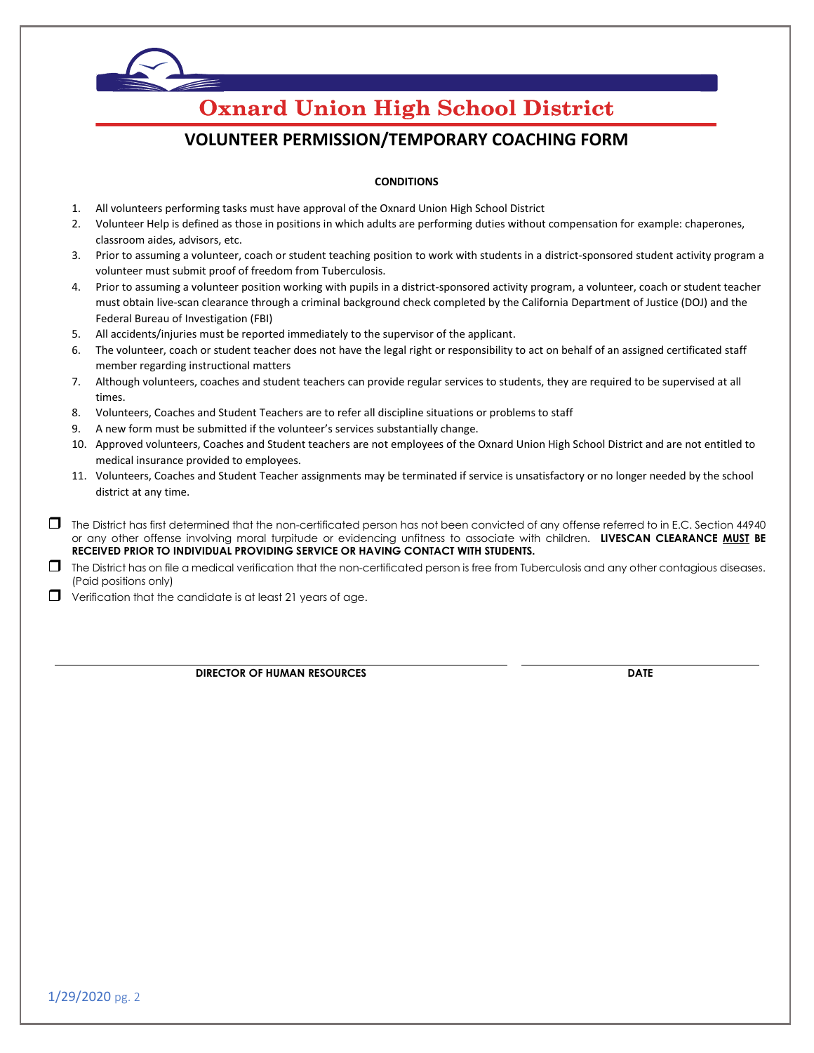# Oxnard Union High School District

## VOLUNTEER PERMISSION/TEMPORARY COACHING FORM

**CONDITIONS**

1. All volunteers performing tasks must have approval of the Oxnard Union High School District
2. Volunteer Help is defined as those in positions in which adults are performing duties without compensation for example: chaperones, classroom aides, advisors, etc.
3. Prior to assuming a volunteer, coach or student teaching position to work with students in a district-sponsored student activity program a volunteer must submit proof of freedom from Tuberculosis.
4. Prior to assuming a volunteer position working with pupils in a district-sponsored activity program, a volunteer, coach or student teacher must obtain live-scan clearance through a criminal background check completed by the California Department of Justice (DOJ) and the Federal Bureau of Investigation (FBI)
5. All accidents/injuries must be reported immediately to the supervisor of the applicant.
6. The volunteer, coach or student teacher does not have the legal right or responsibility to act on behalf of an assigned certificated staff member regarding instructional matters
7. Although volunteers, coaches and student teachers can provide regular services to students, they are required to be supervised at all times.
8. Volunteers, Coaches and Student Teachers are to refer all discipline situations or problems to staff
9. A new form must be submitted if the volunteer's services substantially change.
10. Approved volunteers, Coaches and Student teachers are not employees of the Oxnard Union High School District and are not entitled to medical insurance provided to employees.
11. Volunteers, Coaches and Student Teacher assignments may be terminated if service is unsatisfactory or no longer needed by the school district at any time.

☐ The District has first determined that the non-certificated person has not been convicted of any offense referred to in E.C. Section 44940 or any other offense involving moral turpitude or evidencing unfitness to associate with children. **LIVESCAN CLEARANCE MUST BE RECEIVED PRIOR TO INDIVIDUAL PROVIDING SERVICE OR HAVING CONTACT WITH STUDENTS.**

☐ The District has on file a medical verification that the non-certificated person is free from Tuberculosis and any other contagious diseases. (Paid positions only)

☐ Verification that the candidate is at least 21 years of age.

_______________________________________ ____________________

**DIRECTOR OF HUMAN RESOURCES** **DATE**

1/29/2020